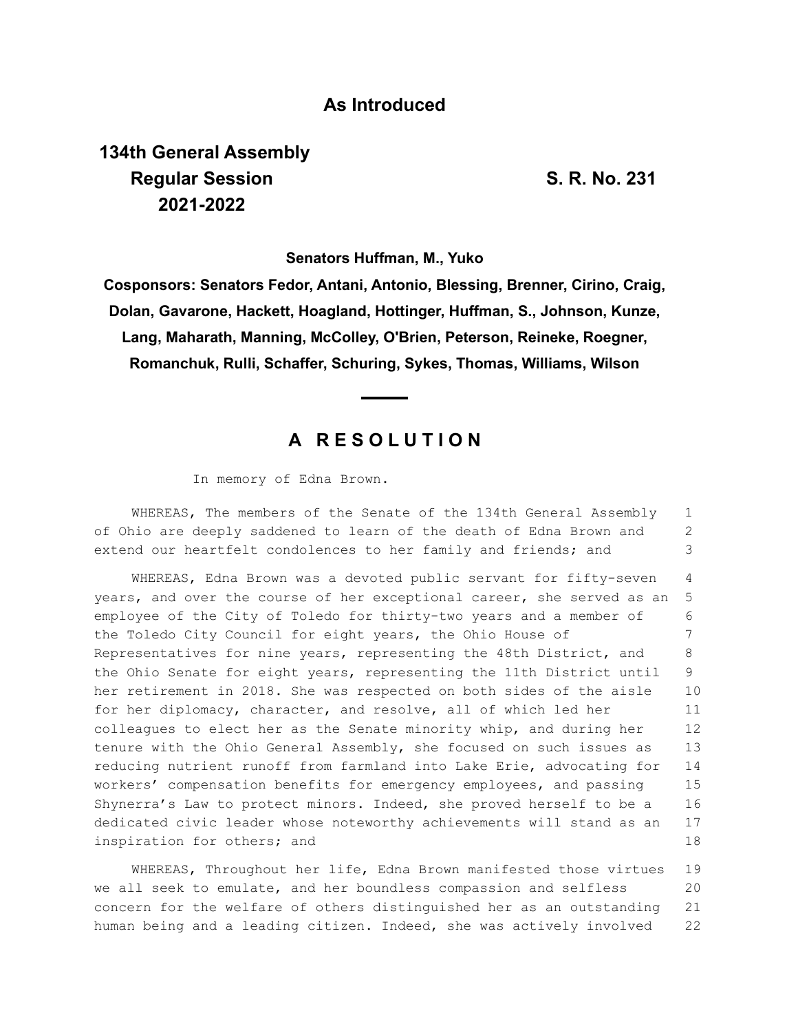**As Introduced**

**134th General Assembly**
**Regular Session** **S. R. No. 231**
**2021-2022**

**Senators Huffman, M., Yuko**

**Cosponsors: Senators Fedor, Antani, Antonio, Blessing, Brenner, Cirino, Craig, Dolan, Gavarone, Hackett, Hoagland, Hottinger, Huffman, S., Johnson, Kunze, Lang, Maharath, Manning, McColley, O'Brien, Peterson, Reineke, Roegner, Romanchuk, Rulli, Schaffer, Schuring, Sykes, Thomas, Williams, Wilson**

---

# A RESOLUTION

In memory of Edna Brown.

WHEREAS, The members of the Senate of the 134th General Assembly of Ohio are deeply saddened to learn of the death of Edna Brown and extend our heartfelt condolences to her family and friends; and

WHEREAS, Edna Brown was a devoted public servant for fifty-seven years, and over the course of her exceptional career, she served as an employee of the City of Toledo for thirty-two years and a member of the Toledo City Council for eight years, the Ohio House of Representatives for nine years, representing the 48th District, and the Ohio Senate for eight years, representing the 11th District until her retirement in 2018. She was respected on both sides of the aisle for her diplomacy, character, and resolve, all of which led her colleagues to elect her as the Senate minority whip, and during her tenure with the Ohio General Assembly, she focused on such issues as reducing nutrient runoff from farmland into Lake Erie, advocating for workers' compensation benefits for emergency employees, and passing Shynerra's Law to protect minors. Indeed, she proved herself to be a dedicated civic leader whose noteworthy achievements will stand as an inspiration for others; and

WHEREAS, Throughout her life, Edna Brown manifested those virtues we all seek to emulate, and her boundless compassion and selfless concern for the welfare of others distinguished her as an outstanding human being and a leading citizen. Indeed, she was actively involved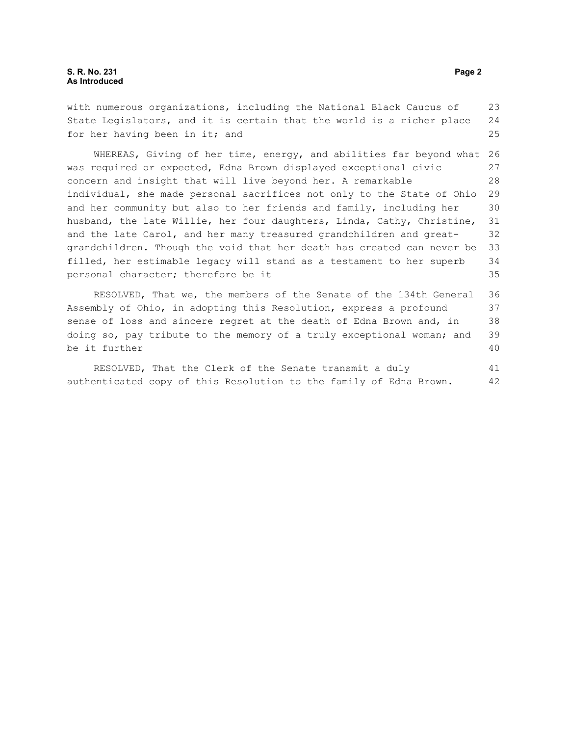with numerous organizations, including the National Black Caucus of State Legislators, and it is certain that the world is a richer place for her having been in it; and

WHEREAS, Giving of her time, energy, and abilities far beyond what was required or expected, Edna Brown displayed exceptional civic concern and insight that will live beyond her. A remarkable individual, she made personal sacrifices not only to the State of Ohio and her community but also to her friends and family, including her husband, the late Willie, her four daughters, Linda, Cathy, Christine, and the late Carol, and her many treasured grandchildren and great-grandchildren. Though the void that her death has created can never be filled, her estimable legacy will stand as a testament to her superb personal character; therefore be it

RESOLVED, That we, the members of the Senate of the 134th General Assembly of Ohio, in adopting this Resolution, express a profound sense of loss and sincere regret at the death of Edna Brown and, in doing so, pay tribute to the memory of a truly exceptional woman; and be it further

RESOLVED, That the Clerk of the Senate transmit a duly authenticated copy of this Resolution to the family of Edna Brown.